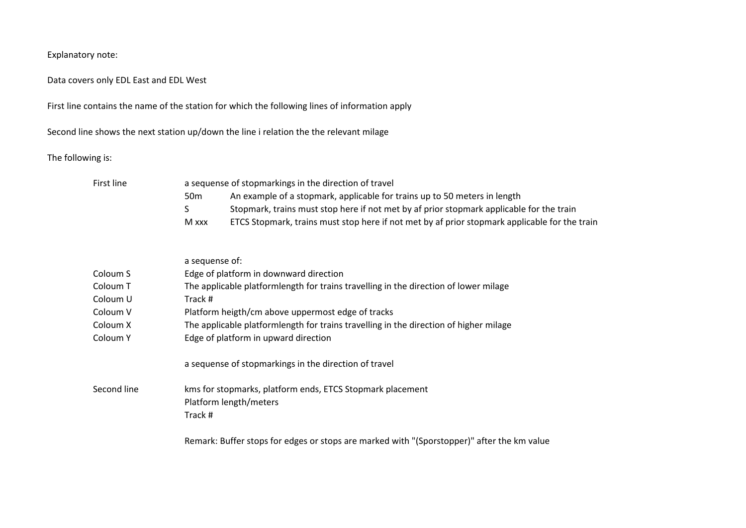Explanatory note:

Data covers only EDL East and EDL West

First line contains the name of the station for which the following lines of information apply

Second line shows the next station up/down the line i relation the the relevant milage

The following is:

| | | |
|---|---|---|
| First line | a sequense of stopmarkings in the direction of travel | |
| | 50m | An example of a stopmark, applicable for trains up to 50 meters in length |
| | S | Stopmark, trains must stop here if not met by af prior stopmark applicable for the train |
| | M xxx | ETCS Stopmark, trains must stop here if not met by af prior stopmark applicable for the train |
| | | |
| | a sequense of: | |
| Coloum S | Edge of platform in downward direction | |
| Coloum T | The applicable platformlength for trains travelling in the direction of lower milage | |
| Coloum U | Track # | |
| Coloum V | Platform heigth/cm above uppermost edge of tracks | |
| Coloum X | The applicable platformlength for trains travelling in the direction of higher milage | |
| Coloum Y | Edge of platform in upward direction | |
| | | |
| | a sequense of stopmarkings in the direction of travel | |
| | | |
| Second line | kms for stopmarks, platform ends, ETCS Stopmark placement | |
| | Platform length/meters | |
| | Track # | |

Remark: Buffer stops for edges or stops are marked with "(Sporstopper)" after the km value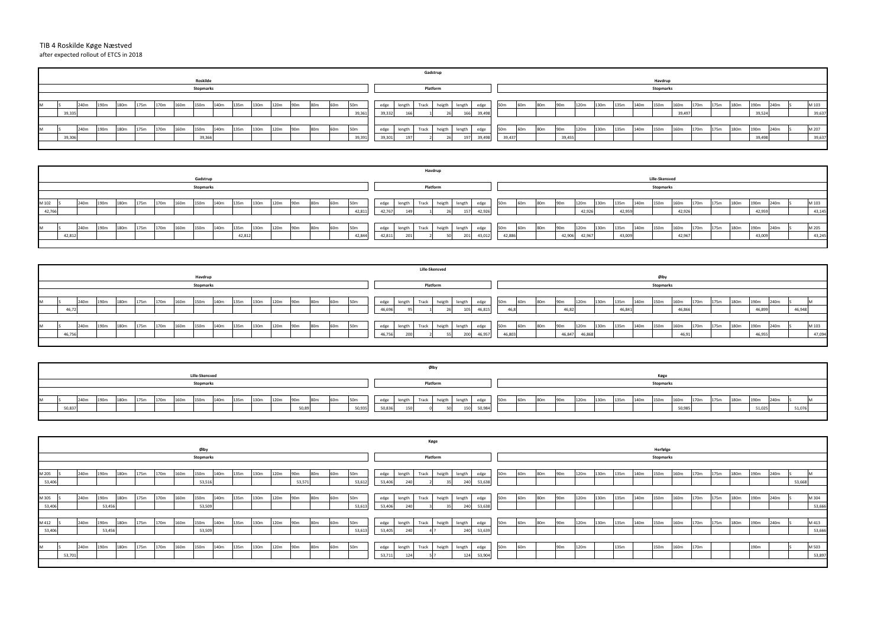# TIB 4 Roskilde Køge Næstved

after expected rollout of ETCS in 2018

## Gadstrup

| Roskilde Stopmarks | | | | | | | | | | | | | | | | | Platform | | | | | | Havdrup Stopmarks | | | | | | | | | | | | | | | | |
|---|---|---|---|---|---|---|---|---|---|---|---|---|---|---|---|---|---|---|---|---|---|---|---|---|---|---|---|---|---|---|---|---|---|---|---|---|---|---|---|
| M | S | 240m | 190m | 180m | 175m | 170m | 160m | 150m | 140m | 135m | 130m | 120m | 90m | 80m | 60m | 50m | edge | length | Track | heigth | length | edge | 50m | 60m | 80m | 90m | 120m | 130m | 135m | 140m | 150m | 160m | 170m | 175m | 180m | 190m | 240m | S | M 103 |
| | 39,335 | | | | | | | | | | | | | | | 39,361 | 39,332 | 166 | 1 | 26 | 166 | 39,498 | | | | | | | | | | 39,497 | | | | 39,524 | | | 39,637 |
| M | S | 240m | 190m | 180m | 175m | 170m | 160m | 150m | 140m | 135m | 130m | 120m | 90m | 80m | 60m | 50m | edge | length | Track | heigth | length | edge | 50m | 60m | 80m | 90m | 120m | 130m | 135m | 140m | 150m | 160m | 170m | 175m | 180m | 190m | 240m | S | M 207 |
| | 39,306 | | | | | | | 39,366 | | | | | | | | 39,391 | 39,301 | 197 | 2 | 26 | 197 | 39,498 | 39,437 | | | 39,455 | | | | | | | | | | 39,498 | | | 39,637 |

## Havdrup

| Gadstrup Stopmarks | | | | | | | | | | | | | | | | | Platform | | | | | | Lille-Skensved Stopmarks | | | | | | | | | | | | | | | | |
|---|---|---|---|---|---|---|---|---|---|---|---|---|---|---|---|---|---|---|---|---|---|---|---|---|---|---|---|---|---|---|---|---|---|---|---|---|---|---|---|
| M 102 | S | 240m | 190m | 180m | 175m | 170m | 160m | 150m | 140m | 135m | 130m | 120m | 90m | 80m | 60m | 50m | edge | length | Track | heigth | length | edge | 50m | 60m | 80m | 90m | 120m | 130m | 135m | 140m | 150m | 160m | 170m | 175m | 180m | 190m | 240m | S | M 103 |
| 42,766 | | | | | | | | | | | | | | | | 42,811 | 42,767 | 149 | 1 | 26 | 157 | 42,926 | | | | | 42,926 | | 42,959 | | | 42,926 | | | | 42,959 | | | 43,145 |
| M | S | 240m | 190m | 180m | 175m | 170m | 160m | 150m | 140m | 135m | 130m | 120m | 90m | 80m | 60m | 50m | edge | length | Track | heigth | length | edge | 50m | 60m | 80m | 90m | 120m | 130m | 135m | 140m | 150m | 160m | 170m | 175m | 180m | 190m | 240m | S | M 205 |
| | 42,812 | | | | | | | | | 42,812 | | | | | | 42,844 | 42,811 | 201 | 2 | 50 | 201 | 43,012 | 42,886 | | | 42,906 | 42,967 | | 43,009 | | | 42,967 | | | | 43,009 | | | 43,245 |

## Lille-Skensved

| Havdrup Stopmarks | | | | | | | | | | | | | | | | | Platform | | | | | | Ølby Stopmarks | | | | | | | | | | | | | | | | |
|---|---|---|---|---|---|---|---|---|---|---|---|---|---|---|---|---|---|---|---|---|---|---|---|---|---|---|---|---|---|---|---|---|---|---|---|---|---|---|---|
| M | S | 240m | 190m | 180m | 175m | 170m | 160m | 150m | 140m | 135m | 130m | 120m | 90m | 80m | 60m | 50m | edge | length | Track | heigth | length | edge | 50m | 60m | 80m | 90m | 120m | 130m | 135m | 140m | 150m | 160m | 170m | 175m | 180m | 190m | 240m | S | M |
| | 46,72 | | | | | | | | | | | | | | | | 46,696 | 95 | 1 | 26 | 105 | 46,815 | 46,8 | | | 46,82 | | | 46,841 | | | 46,866 | | | | 46,899 | | 46,948 | |
| M | S | 240m | 190m | 180m | 175m | 170m | 160m | 150m | 140m | 135m | 130m | 120m | 90m | 80m | 60m | 50m | edge | length | Track | heigth | length | edge | 50m | 60m | 80m | 90m | 120m | 130m | 135m | 140m | 150m | 160m | 170m | 175m | 180m | 190m | 240m | S | M 103 |
| | 46,756 | | | | | | | | | | | | | | | | 46,756 | 200 | 2 | 55 | 200 | 46,957 | 46,803 | | | 46,847 | 46,868 | | | | | 46,91 | | | | 46,955 | | | 47,094 |

## Ølby

| Lille-Skensved Stopmarks | | | | | | | | | | | | | | | | | Platform | | | | | | Køge Stopmarks | | | | | | | | | | | | | | | | |
|---|---|---|---|---|---|---|---|---|---|---|---|---|---|---|---|---|---|---|---|---|---|---|---|---|---|---|---|---|---|---|---|---|---|---|---|---|---|---|---|
| M | S | 240m | 190m | 180m | 175m | 170m | 160m | 150m | 140m | 135m | 130m | 120m | 90m | 80m | 60m | 50m | edge | length | Track | heigth | length | edge | 50m | 60m | 80m | 90m | 120m | 130m | 135m | 140m | 150m | 160m | 170m | 175m | 180m | 190m | 240m | S | M |
| | 50,837 | | | | | | | | | | | | 50,89 | | | 50,935 | 50,836 | 150 | 0 | 50 | 150 | 50,984 | | | | | | | | | | 50,985 | | | | 51,025 | | 51,076 | |

## Køge

| Ølby Stopmarks | | | | | | | | | | | | | | | | | Platform | | | | | | Herfølge Stopmarks | | | | | | | | | | | | | | | | |
|---|---|---|---|---|---|---|---|---|---|---|---|---|---|---|---|---|---|---|---|---|---|---|---|---|---|---|---|---|---|---|---|---|---|---|---|---|---|---|---|
| M 205 | S | 240m | 190m | 180m | 175m | 170m | 160m | 150m | 140m | 135m | 130m | 120m | 90m | 80m | 60m | 50m | edge | length | Track | heigth | length | edge | 50m | 60m | 80m | 90m | 120m | 130m | 135m | 140m | 150m | 160m | 170m | 175m | 180m | 190m | 240m | S | M |
| 53,406 | | | | | | | | 53,516 | | | | | 53,571 | | | 53,612 | 53,406 | 240 | 2 | 35 | 240 | 53,638 | | | | | | | | | | | | | | | | 53,668 | |
| M 305 | S | 240m | 190m | 180m | 175m | 170m | 160m | 150m | 140m | 135m | 130m | 120m | 90m | 80m | 60m | 50m | edge | length | Track | heigth | length | edge | 50m | 60m | 80m | 90m | 120m | 130m | 135m | 140m | 150m | 160m | 170m | 175m | 180m | 190m | 240m | S | M 304 |
| 53,406 | | | 53,456 | | | | | 53,509 | | | | | | | | 53,613 | 53,406 | 240 | 3 | 35 | 240 | 53,638 | | | | | | | | | | | | | | | | | 53,666 |
| M 412 | S | 240m | 190m | 180m | 175m | 170m | 160m | 150m | 140m | 135m | 130m | 120m | 90m | 80m | 60m | 50m | edge | length | Track | heigth | length | edge | 50m | 60m | 80m | 90m | 120m | 130m | 135m | 140m | 150m | 160m | 170m | 175m | 180m | 190m | 240m | S | M 413 |
| 53,406 | | | 53,456 | | | | | 53,509 | | | | | | | | 53,613 | 53,405 | 240 | 4 | ? | 240 | 53,639 | | | | | | | | | | | | | | | | | 53,666 |
| M | S | 240m | 190m | 180m | 175m | 170m | 160m | 150m | 140m | 135m | 130m | 120m | 90m | 80m | 60m | 50m | edge | length | Track | heigth | length | edge | 50m | 60m | | 90m | 120m | | 135m | | 150m | 160m | 170m | | | 190m | | S | M 503 |
| | 53,701 | | | | | | | | | | | | | | | | 53,711 | 124 | 5 | ? | 124 | 53,904 | | | | | | | | | | | | | | | | | 53,897 |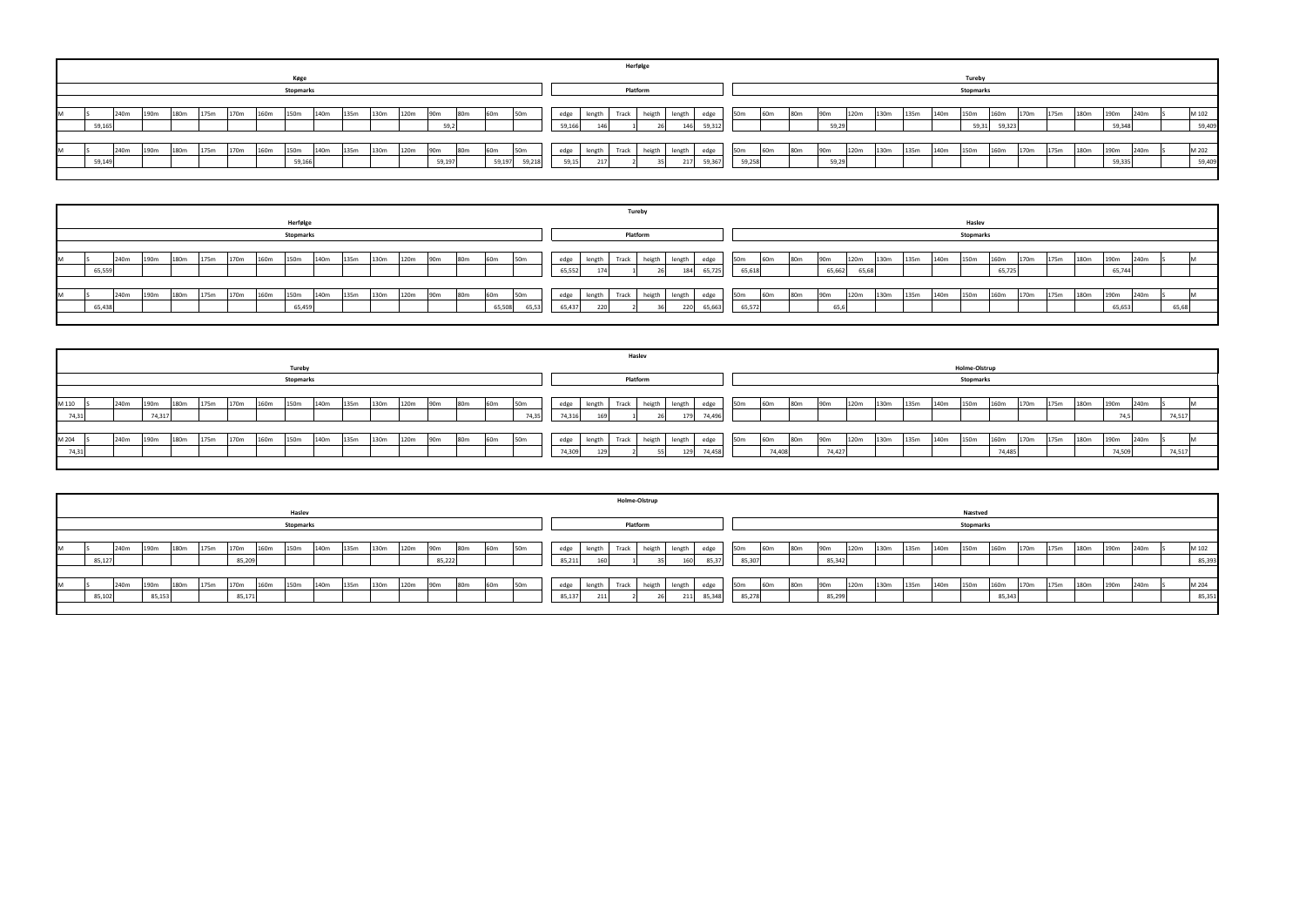## Herfølge

| | | | | | | | | Køge | | | | | | | | | | | | Herfølge | | | | | | | | | | | Tureby | | | | | | | | |
|---|---|---|---|---|---|---|---|---|---|---|---|---|---|---|---|---|---|---|---|---|---|---|---|---|---|---|---|---|---|---|---|---|---|---|---|---|---|---|---|
| | | | | | | | | Stopmarks | | | | | | | | | | | | Platform | | | | | | | | | | | Stopmarks | | | | | | | | |
| M | S | 240m | 190m | 180m | 175m | 170m | 160m | 150m | 140m | 135m | 130m | 120m | 90m | 80m | 60m | 50m | edge | length | Track | heigth | length | edge | 50m | 60m | 80m | 90m | 120m | 130m | 135m | 140m | 150m | 160m | 170m | 175m | 180m | 190m | 240m | S | M 102 |
| | 59,165 | | | | | | | | | | | | 59,2 | | | | 59,166 | 146 | 1 | 26 | 146 | 59,312 | | | | 59,29 | | | | | 59,31 | 59,323 | | | | 59,348 | | | 59,409 |
| M | S | 240m | 190m | 180m | 175m | 170m | 160m | 150m | 140m | 135m | 130m | 120m | 90m | 80m | 60m | 50m | edge | length | Track | heigth | length | edge | 50m | 60m | 80m | 90m | 120m | 130m | 135m | 140m | 150m | 160m | 170m | 175m | 180m | 190m | 240m | S | M 202 |
| | 59,149 | | | | | | | 59,166 | | | | | 59,197 | | 59,197 | 59,218 | 59,15 | 217 | 2 | 35 | 217 | 59,367 | 59,258 | | | 59,29 | | | | | | | | | | 59,335 | | | 59,409 |

## Tureby

| | | | | | | | | Herfølge | | | | | | | | | | | | Tureby | | | | | | | | | | | Haslev | | | | | | | | |
|---|---|---|---|---|---|---|---|---|---|---|---|---|---|---|---|---|---|---|---|---|---|---|---|---|---|---|---|---|---|---|---|---|---|---|---|---|---|---|---|
| | | | | | | | | Stopmarks | | | | | | | | | | | | Platform | | | | | | | | | | | Stopmarks | | | | | | | | |
| M | S | 240m | 190m | 180m | 175m | 170m | 160m | 150m | 140m | 135m | 130m | 120m | 90m | 80m | 60m | 50m | edge | length | Track | heigth | length | edge | 50m | 60m | 80m | 90m | 120m | 130m | 135m | 140m | 150m | 160m | 170m | 175m | 180m | 190m | 240m | S | M |
| | 65,559 | | | | | | | | | | | | | | | | 65,552 | 174 | 1 | 26 | 184 | 65,725 | 65,618 | | | 65,662 | 65,68 | | | | | 65,725 | | | | 65,744 | | | |
| M | S | 240m | 190m | 180m | 175m | 170m | 160m | 150m | 140m | 135m | 130m | 120m | 90m | 80m | 60m | 50m | edge | length | Track | heigth | length | edge | 50m | 60m | 80m | 90m | 120m | 130m | 135m | 140m | 150m | 160m | 170m | 175m | 180m | 190m | 240m | S | M |
| | 65,438 | | | | | | | 65,459 | | | | | | | 65,508 | 65,53 | 65,437 | 220 | 2 | 36 | 220 | 65,663 | 65,572 | | | 65,6 | | | | | | | | | | 65,653 | | 65,68 | |

## Haslev

| | | | | | | | | Tureby | | | | | | | | | | | | Haslev | | | | | | | | | | | Holme-Olstrup | | | | | | | | |
|---|---|---|---|---|---|---|---|---|---|---|---|---|---|---|---|---|---|---|---|---|---|---|---|---|---|---|---|---|---|---|---|---|---|---|---|---|---|---|---|
| | | | | | | | | Stopmarks | | | | | | | | | | | | Platform | | | | | | | | | | | Stopmarks | | | | | | | | |
| M 110 | S | 240m | 190m | 180m | 175m | 170m | 160m | 150m | 140m | 135m | 130m | 120m | 90m | 80m | 60m | 50m | edge | length | Track | heigth | length | edge | 50m | 60m | 80m | 90m | 120m | 130m | 135m | 140m | 150m | 160m | 170m | 175m | 180m | 190m | 240m | S | M |
| 74,31 | | | 74,317 | | | | | | | | | | | | | 74,35 | 74,316 | 169 | 1 | 26 | 179 | 74,496 | | | | | | | | | | | | | | 74,5 | | 74,517 | |
| M 204 | S | 240m | 190m | 180m | 175m | 170m | 160m | 150m | 140m | 135m | 130m | 120m | 90m | 80m | 60m | 50m | edge | length | Track | heigth | length | edge | 50m | 60m | 80m | 90m | 120m | 130m | 135m | 140m | 150m | 160m | 170m | 175m | 180m | 190m | 240m | S | M |
| 74,31 | | | | | | | | | | | | | | | | | 74,309 | 129 | 2 | 55 | 129 | 74,458 | | 74,408 | | 74,427 | | | | | | 74,485 | | | | 74,509 | | 74,517 | |

## Holme-Olstrup

| | | | | | | | | Haslev | | | | | | | | | | | | Holme-Olstrup | | | | | | | | | | | Næstved | | | | | | | | |
|---|---|---|---|---|---|---|---|---|---|---|---|---|---|---|---|---|---|---|---|---|---|---|---|---|---|---|---|---|---|---|---|---|---|---|---|---|---|---|---|
| | | | | | | | | Stopmarks | | | | | | | | | | | | Platform | | | | | | | | | | | Stopmarks | | | | | | | | |
| M | S | 240m | 190m | 180m | 175m | 170m | 160m | 150m | 140m | 135m | 130m | 120m | 90m | 80m | 60m | 50m | edge | length | Track | heigth | length | edge | 50m | 60m | 80m | 90m | 120m | 130m | 135m | 140m | 150m | 160m | 170m | 175m | 180m | 190m | 240m | S | M 102 |
| | 85,127 | | | | | 85,209 | | | | | | | 85,222 | | | | 85,211 | 160 | 1 | 35 | 160 | 85,37 | 85,307 | | | 85,342 | | | | | | | | | | | | | 85,393 |
| M | S | 240m | 190m | 180m | 175m | 170m | 160m | 150m | 140m | 135m | 130m | 120m | 90m | 80m | 60m | 50m | edge | length | Track | heigth | length | edge | 50m | 60m | 80m | 90m | 120m | 130m | 135m | 140m | 150m | 160m | 170m | 175m | 180m | 190m | 240m | S | M 204 |
| | 85,102 | | 85,153 | | | 85,171 | | | | | | | | | | | 85,137 | 211 | 2 | 26 | 211 | 85,348 | 85,278 | | | 85,299 | | | | | | 85,343 | | | | | | | 85,351 |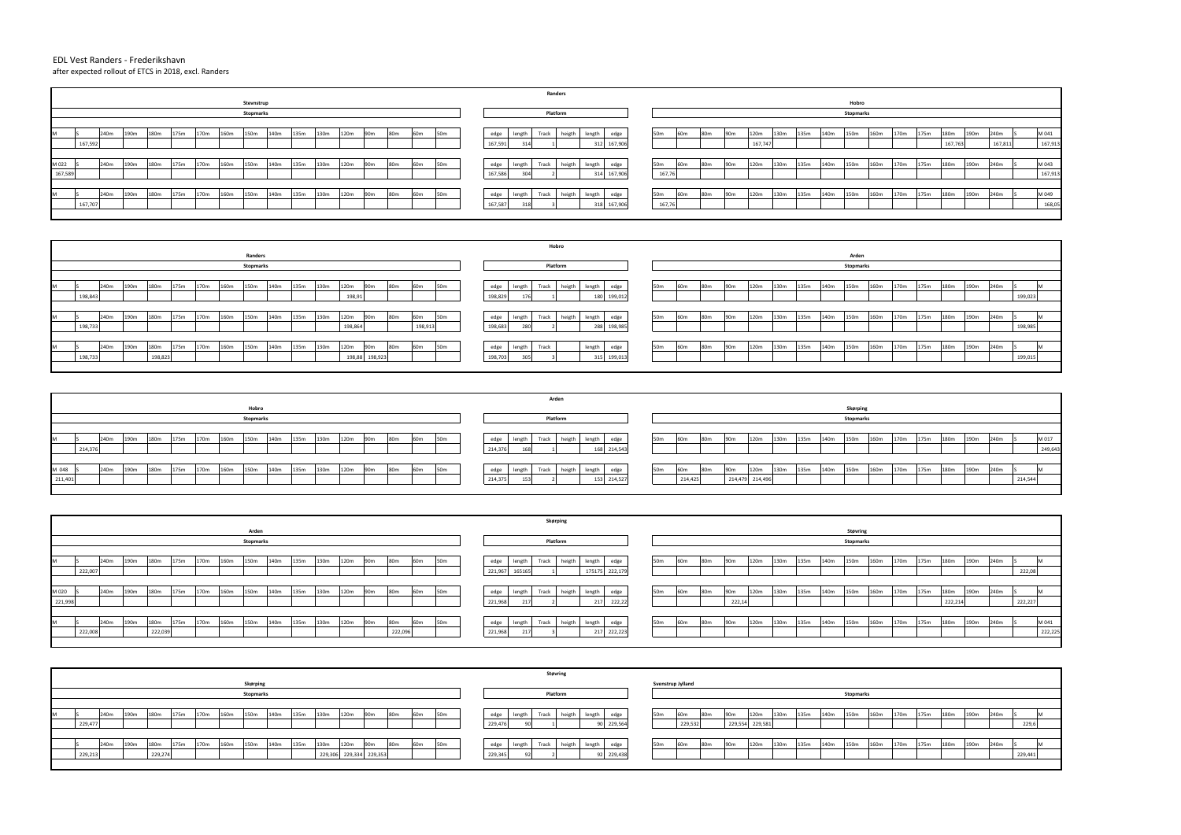# EDL Vest Randers - Frederikshavn

after expected rollout of ETCS in 2018, excl. Randers

## Randers

| Stevnstrup Stopmarks | | | | | | | | | | | | | | | | | Platform | | | | | | Hobro Stopmarks | | | | | | | | | | | | | | | | |
|---|---|---|---|---|---|---|---|---|---|---|---|---|---|---|---|---|---|---|---|---|---|---|---|---|---|---|---|---|---|---|---|---|---|---|---|---|---|---|---|
| M | S | 240m | 190m | 180m | 175m | 170m | 160m | 150m | 140m | 135m | 130m | 120m | 90m | 80m | 60m | 50m | edge | length | Track | heigth | length | edge | 50m | 60m | 80m | 90m | 120m | 130m | 135m | 140m | 150m | 160m | 170m | 175m | 180m | 190m | 240m | S | M 041 |
| | 167,592 | | | | | | | | | | | | | | | | 167,591 | 314 | 1 | | 312 | 167,906 | | | | | 167,747 | | | | | | | | 167,763 | | 167,811 | | 167,913 |
| M 022 | S | 240m | 190m | 180m | 175m | 170m | 160m | 150m | 140m | 135m | 130m | 120m | 90m | 80m | 60m | 50m | edge | length | Track | heigth | length | edge | 50m | 60m | 80m | 90m | 120m | 130m | 135m | 140m | 150m | 160m | 170m | 175m | 180m | 190m | 240m | S | M 043 |
| 167,589 | | | | | | | | | | | | | | | | | 167,586 | 304 | 2 | | 314 | 167,906 | 167,76 | | | | | | | | | | | | | | | | 167,913 |
| M | S | 240m | 190m | 180m | 175m | 170m | 160m | 150m | 140m | 135m | 130m | 120m | 90m | 80m | 60m | 50m | edge | length | Track | heigth | length | edge | 50m | 60m | 80m | 90m | 120m | 130m | 135m | 140m | 150m | 160m | 170m | 175m | 180m | 190m | 240m | S | M 049 |
| | 167,707 | | | | | | | | | | | | | | | | 167,587 | 318 | 3 | | 318 | 167,906 | 167,76 | | | | | | | | | | | | | | | | 168,05 |

## Hobro

| Randers Stopmarks | | | | | | | | | | | | | | | | | Platform | | | | | | Arden Stopmarks | | | | | | | | | | | | | | | | |
|---|---|---|---|---|---|---|---|---|---|---|---|---|---|---|---|---|---|---|---|---|---|---|---|---|---|---|---|---|---|---|---|---|---|---|---|---|---|---|---|
| M | S | 240m | 190m | 180m | 175m | 170m | 160m | 150m | 140m | 135m | 130m | 120m | 90m | 80m | 60m | 50m | edge | length | Track | heigth | length | edge | 50m | 60m | 80m | 90m | 120m | 130m | 135m | 140m | 150m | 160m | 170m | 175m | 180m | 190m | 240m | S | M |
| | 198,843 | | | | | | | | | | | 198,91 | | | | | 198,829 | 176 | 1 | | 180 | 199,012 | | | | | | | | | | | | | | | | 199,023 | |
| M | S | 240m | 190m | 180m | 175m | 170m | 160m | 150m | 140m | 135m | 130m | 120m | 90m | 80m | 60m | 50m | edge | length | Track | heigth | length | edge | 50m | 60m | 80m | 90m | 120m | 130m | 135m | 140m | 150m | 160m | 170m | 175m | 180m | 190m | 240m | S | M |
| | 198,733 | | | | | | | | | | | 198,864 | | | 198,913 | | 198,683 | 280 | 2 | | 288 | 198,985 | | | | | | | | | | | | | | | | 198,985 | |
| M | S | 240m | 190m | 180m | 175m | 170m | 160m | 150m | 140m | 135m | 130m | 120m | 90m | 80m | 60m | 50m | edge | length | Track | | length | edge | 50m | 60m | 80m | 90m | 120m | 130m | 135m | 140m | 150m | 160m | 170m | 175m | 180m | 190m | 240m | S | M |
| | 198,733 | | | 198,823 | | | | | | | | 198,88 | 198,923 | | | | 198,703 | 305 | 3 | | 315 | 199,013 | | | | | | | | | | | | | | | | 199,015 | |

## Arden

| Hobro Stopmarks | | | | | | | | | | | | | | | | | Platform | | | | | | Skørping Stopmarks | | | | | | | | | | | | | | | | |
|---|---|---|---|---|---|---|---|---|---|---|---|---|---|---|---|---|---|---|---|---|---|---|---|---|---|---|---|---|---|---|---|---|---|---|---|---|---|---|---|
| M | S | 240m | 190m | 180m | 175m | 170m | 160m | 150m | 140m | 135m | 130m | 120m | 90m | 80m | 60m | 50m | edge | length | Track | heigth | length | edge | 50m | 60m | 80m | 90m | 120m | 130m | 135m | 140m | 150m | 160m | 170m | 175m | 180m | 190m | 240m | S | M 017 |
| | 214,376 | | | | | | | | | | | | | | | | 214,376 | 168 | 1 | | 168 | 214,543 | | | | | | | | | | | | | | | | | 249,643 |
| M 048 | S | 240m | 190m | 180m | 175m | 170m | 160m | 150m | 140m | 135m | 130m | 120m | 90m | 80m | 60m | 50m | edge | length | Track | heigth | length | edge | 50m | 60m | 80m | 90m | 120m | 130m | 135m | 140m | 150m | 160m | 170m | 175m | 180m | 190m | 240m | S | M |
| 211,401 | | | | | | | | | | | | | | | | | 214,375 | 153 | 2 | | 153 | 214,527 | | 214,425 | | 214,479 | 214,496 | | | | | | | | | | | 214,544 | |

## Skørping

| Arden Stopmarks | | | | | | | | | | | | | | | | | Platform | | | | | | Støvring Stopmarks | | | | | | | | | | | | | | | | |
|---|---|---|---|---|---|---|---|---|---|---|---|---|---|---|---|---|---|---|---|---|---|---|---|---|---|---|---|---|---|---|---|---|---|---|---|---|---|---|---|
| M | S | 240m | 190m | 180m | 175m | 170m | 160m | 150m | 140m | 135m | 130m | 120m | 90m | 80m | 60m | 50m | edge | length | Track | heigth | length | edge | 50m | 60m | 80m | 90m | 120m | 130m | 135m | 140m | 150m | 160m | 170m | 175m | 180m | 190m | 240m | S | M |
| | 222,007 | | | | | | | | | | | | | | | | 221,967 | 165165 | 1 | | 175175 | 222,179 | | | | | | | | | | | | | | | | 222,08 | |
| M 020 | S | 240m | 190m | 180m | 175m | 170m | 160m | 150m | 140m | 135m | 130m | 120m | 90m | 80m | 60m | 50m | edge | length | Track | heigth | length | edge | 50m | 60m | 80m | 90m | 120m | 130m | 135m | 140m | 150m | 160m | 170m | 175m | 180m | 190m | 240m | S | M |
| 221,998 | | | | | | | | | | | | | | | | | 221,968 | 217 | 2 | | 217 | 222,22 | | | | 222,14 | | | | | | | | | 222,214 | | | 222,227 | |
| M | S | 240m | 190m | 180m | 175m | 170m | 160m | 150m | 140m | 135m | 130m | 120m | 90m | 80m | 60m | 50m | edge | length | Track | heigth | length | edge | 50m | 60m | 80m | 90m | 120m | 130m | 135m | 140m | 150m | 160m | 170m | 175m | 180m | 190m | 240m | S | M 041 |
| | 222,008 | | | 222,039 | | | | | | | | | | 222,096 | | | 221,968 | 217 | 3 | | 217 | 222,223 | | | | | | | | | | | | | | | | | 222,225 |

## Støvring

| Skørping Stopmarks | | | | | | | | | | | | | | | | | Platform | | | | | | Svenstrup Jylland Stopmarks | | | | | | | | | | | | | | | | |
|---|---|---|---|---|---|---|---|---|---|---|---|---|---|---|---|---|---|---|---|---|---|---|---|---|---|---|---|---|---|---|---|---|---|---|---|---|---|---|---|
| M | S | 240m | 190m | 180m | 175m | 170m | 160m | 150m | 140m | 135m | 130m | 120m | 90m | 80m | 60m | 50m | edge | length | Track | heigth | length | edge | 50m | 60m | 80m | 90m | 120m | 130m | 135m | 140m | 150m | 160m | 170m | 175m | 180m | 190m | 240m | S | M |
| | 229,477 | | | | | | | | | | | | | | | | 229,476 | 90 | 1 | | 90 | 229,564 | | 229,532 | | 229,554 | 229,581 | | | | | | | | | | | 229,6 | |
| | S | 240m | 190m | 180m | 175m | 170m | 160m | 150m | 140m | 135m | 130m | 120m | 90m | 80m | 60m | 50m | edge | length | Track | heigth | length | edge | 50m | 60m | 80m | 90m | 120m | 130m | 135m | 140m | 150m | 160m | 170m | 175m | 180m | 190m | 240m | S | M |
| | 229,213 | | | 229,274 | | | | | | | 229,306 | 229,334 | 229,353 | | | | 229,345 | 92 | 2 | | 92 | 229,438 | | | | | | | | | | | | | | | | 229,441 | |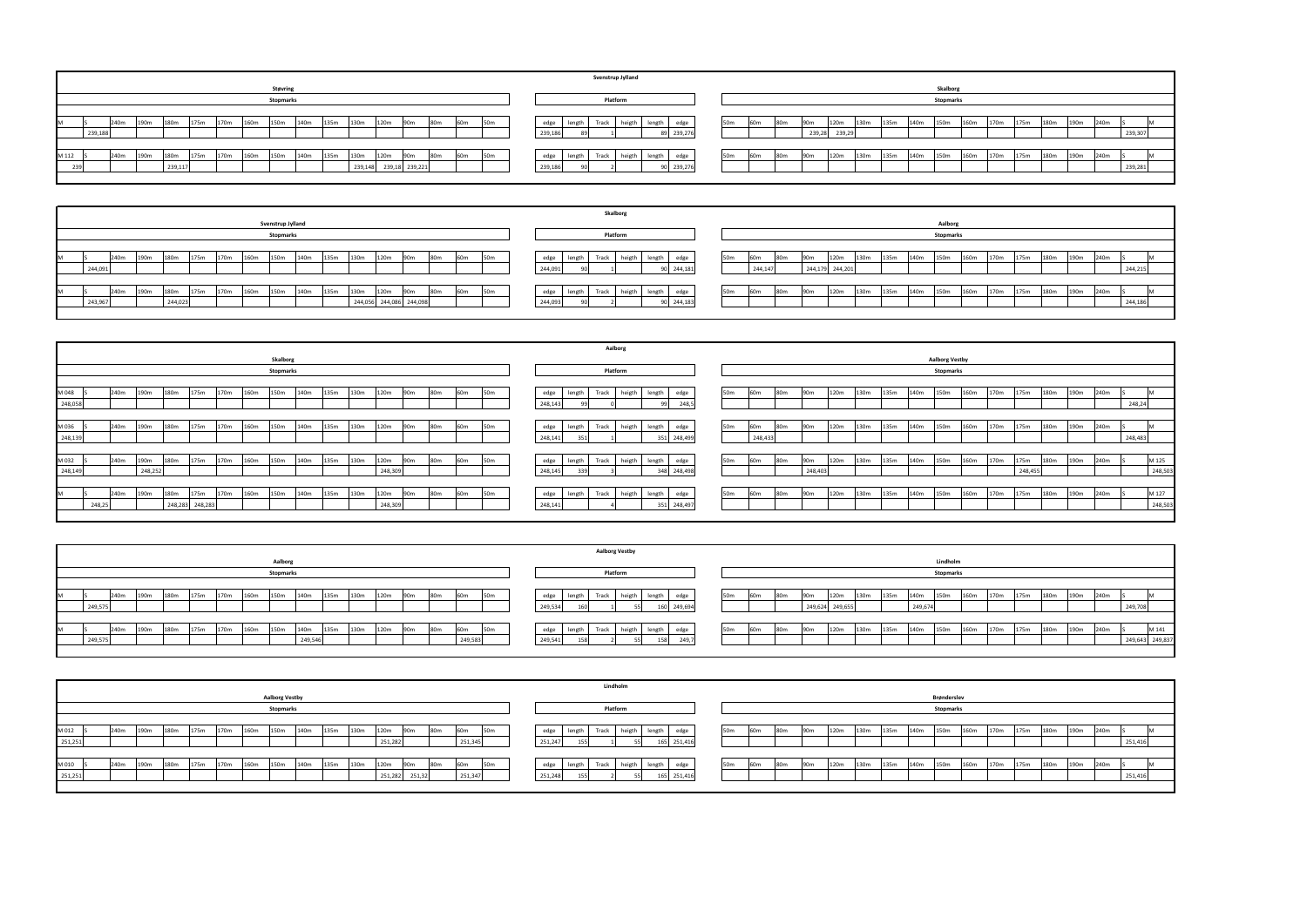## Svenstrup Jylland

### Støvring – Stopmarks

| M | S | 240m | 190m | 180m | 175m | 170m | 160m | 150m | 140m | 135m | 130m | 120m | 90m | 80m | 60m | 50m |
|---|---|---|---|---|---|---|---|---|---|---|---|---|---|---|---|---|
| M | 239,188 | | | | | | | | | | | | | | | |
| M 112 239 | | | | 239,117 | | | | | | | 239,148 | 239,18 | 239,221 | | | |

### Platform

| edge | length | Track | heigth | length | edge |
|---|---|---|---|---|---|
| 239,186 | 89 | 1 | | 89 | 239,276 |
| 239,186 | 90 | 2 | | 90 | 239,276 |

### Skalborg – Stopmarks

| 50m | 60m | 80m | 90m | 120m | 130m | 135m | 140m | 150m | 160m | 170m | 175m | 180m | 190m | 240m | S | M |
|---|---|---|---|---|---|---|---|---|---|---|---|---|---|---|---|---|
| | | | 239,28 | 239,29 | | | | | | | | | | | 239,307 | M |
| | | | | | | | | | | | | | | | 239,281 | M |

## Skalborg

### Svenstrup Jylland – Stopmarks

| M | S | 240m | 190m | 180m | 175m | 170m | 160m | 150m | 140m | 135m | 130m | 120m | 90m | 80m | 60m | 50m |
|---|---|---|---|---|---|---|---|---|---|---|---|---|---|---|---|---|
| M | 244,091 | | | | | | | | | | | | | | | |
| M | 243,967 | | | 244,023 | | | | | | | 244,056 | 244,086 | 244,098 | | | |

### Platform

| edge | length | Track | heigth | length | edge |
|---|---|---|---|---|---|
| 244,091 | 90 | 1 | | 90 | 244,181 |
| 244,093 | 90 | 2 | | 90 | 244,183 |

### Aalborg – Stopmarks

| 50m | 60m | 80m | 90m | 120m | 130m | 135m | 140m | 150m | 160m | 170m | 175m | 180m | 190m | 240m | S | M |
|---|---|---|---|---|---|---|---|---|---|---|---|---|---|---|---|---|
| | 244,147 | | 244,179 | 244,201 | | | | | | | | | | | 244,215 | M |
| | | | | | | | | | | | | | | | 244,186 | M |

## Aalborg

### Skalborg – Stopmarks

| M | S | 240m | 190m | 180m | 175m | 170m | 160m | 150m | 140m | 135m | 130m | 120m | 90m | 80m | 60m | 50m |
|---|---|---|---|---|---|---|---|---|---|---|---|---|---|---|---|---|
| M 048 248,058 | | | | | | | | | | | | | | | | |
| M 036 248,139 | | | | | | | | | | | | | | | | |
| M 032 248,149 | | | 248,252 | | | | | | | | | 248,309 | | | | |
| M | 248,25 | | | 248,283 | 248,283 | | | | | | | 248,309 | | | | |

### Platform

| edge | length | Track | heigth | length | edge |
|---|---|---|---|---|---|
| 248,143 | 99 | 0 | | 99 | 248,5 |
| 248,141 | 351 | 1 | | 351 | 248,499 |
| 248,145 | 339 | 3 | | 348 | 248,498 |
| 248,141 | | 4 | | 351 | 248,497 |

### Aalborg Vestby – Stopmarks

| 50m | 60m | 80m | 90m | 120m | 130m | 135m | 140m | 150m | 160m | 170m | 175m | 180m | 190m | 240m | S | M |
|---|---|---|---|---|---|---|---|---|---|---|---|---|---|---|---|---|
| | | | | | | | | | | | | | | | 248,24 | M |
| | 248,433 | | | | | | | | | | | | | | 248,483 | M |
| | | | 248,403 | | | | | | | | 248,455 | | | | | M 125 248,503 |
| | | | | | | | | | | | | | | | | M 127 248,503 |

## Aalborg Vestby

### Aalborg – Stopmarks

| M | S | 240m | 190m | 180m | 175m | 170m | 160m | 150m | 140m | 135m | 130m | 120m | 90m | 80m | 60m | 50m |
|---|---|---|---|---|---|---|---|---|---|---|---|---|---|---|---|---|
| M | 249,575 | | | | | | | | | | | | | | | |
| M | 249,575 | | | | | | | | 249,546 | | | | | | 249,583 | |

### Platform

| edge | length | Track | heigth | length | edge |
|---|---|---|---|---|---|
| 249,534 | 160 | 1 | 55 | 160 | 249,694 |
| 249,541 | 158 | 2 | 55 | 158 | 249,7 |

### Lindholm – Stopmarks

| 50m | 60m | 80m | 90m | 120m | 130m | 135m | 140m | 150m | 160m | 170m | 175m | 180m | 190m | 240m | S | M |
|---|---|---|---|---|---|---|---|---|---|---|---|---|---|---|---|---|
| | | | 249,624 | 249,655 | | | 249,674 | | | | | | | | 249,708 | M |
| | | | | | | | | | | | | | | | 249,643 | M 141 249,837 |

## Lindholm

### Aalborg Vestby – Stopmarks

| M | S | 240m | 190m | 180m | 175m | 170m | 160m | 150m | 140m | 135m | 130m | 120m | 90m | 80m | 60m | 50m |
|---|---|---|---|---|---|---|---|---|---|---|---|---|---|---|---|---|
| M 012 251,251 | | | | | | | | | | | | 251,282 | | | 251,345 | |
| M 010 251,251 | | | | | | | | | | | | 251,282 | 251,32 | | 251,347 | |

### Platform

| edge | length | Track | heigth | length | edge |
|---|---|---|---|---|---|
| 251,247 | 155 | 1 | 55 | 165 | 251,416 |
| 251,248 | 155 | 2 | 55 | 165 | 251,416 |

### Brønderslev – Stopmarks

| 50m | 60m | 80m | 90m | 120m | 130m | 135m | 140m | 150m | 160m | 170m | 175m | 180m | 190m | 240m | S | M |
|---|---|---|---|---|---|---|---|---|---|---|---|---|---|---|---|---|
| | | | | | | | | | | | | | | | 251,416 | M |
| | | | | | | | | | | | | | | | 251,416 | M |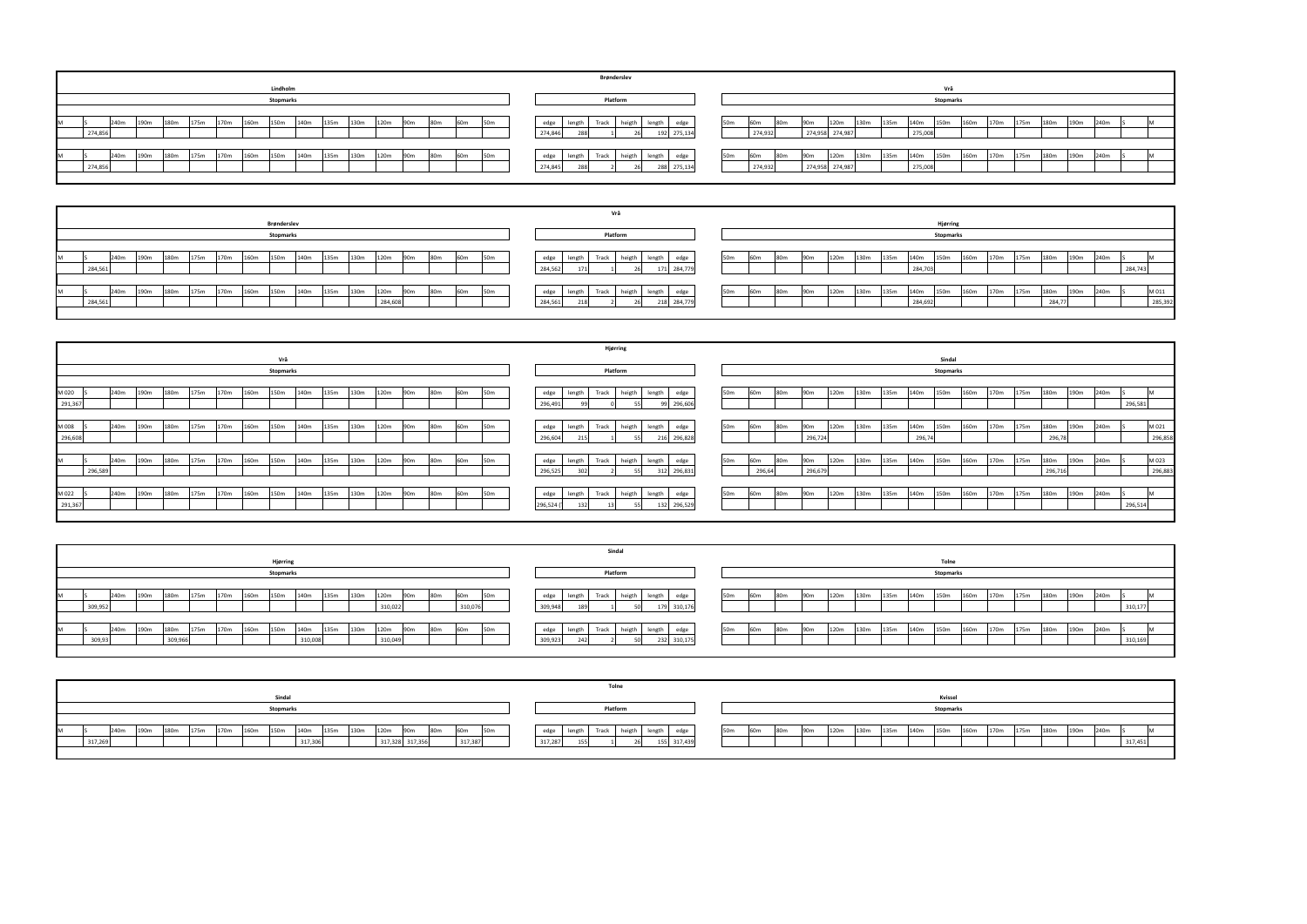## Brønderslev

### Lindholm – Stopmarks

| M | S | 240m | 190m | 180m | 175m | 170m | 160m | 150m | 140m | 135m | 130m | 120m | 90m | 80m | 60m | 50m |
|---|---|---|---|---|---|---|---|---|---|---|---|---|---|---|---|---|
| | 274,856 | | | | | | | | | | | | | | | |
| | 274,856 | | | | | | | | | | | | | | | |

### Platform

| edge | length | Track | heigth | length | edge |
|---|---|---|---|---|---|
| 274,846 | 288 | 1 | 26 | 192 | 275,134 |
| 274,845 | 288 | 2 | 26 | 288 | 275,134 |

### Vrå – Stopmarks

| 50m | 60m | 80m | 90m | 120m | 130m | 135m | 140m | 150m | 160m | 170m | 175m | 180m | 190m | 240m | S | M |
|---|---|---|---|---|---|---|---|---|---|---|---|---|---|---|---|---|
| | 274,932 | | 274,958 | 274,987 | | | 275,008 | | | | | | | | | |
| | 274,932 | | 274,958 | 274,987 | | | 275,008 | | | | | | | | | |

## Vrå

### Brønderslev – Stopmarks

| M | S | 240m | 190m | 180m | 175m | 170m | 160m | 150m | 140m | 135m | 130m | 120m | 90m | 80m | 60m | 50m |
|---|---|---|---|---|---|---|---|---|---|---|---|---|---|---|---|---|
| | 284,561 | | | | | | | | | | | | | | | |
| | 284,561 | | | | | | | | | | | 284,608 | | | | |

### Platform

| edge | length | Track | heigth | length | edge |
|---|---|---|---|---|---|
| 284,562 | 171 | 1 | 26 | 171 | 284,779 |
| 284,561 | 218 | 2 | 26 | 218 | 284,779 |

### Hjørring – Stopmarks

| 50m | 60m | 80m | 90m | 120m | 130m | 135m | 140m | 150m | 160m | 170m | 175m | 180m | 190m | 240m | S | M |
|---|---|---|---|---|---|---|---|---|---|---|---|---|---|---|---|---|
| | | | | | | | 284,703 | | | | | | | | 284,743 | |
| | | | | | | | 284,692 | | | | | 284,77 | | | | M 011 285,392 |

## Hjørring

### Vrå – Stopmarks

| M | S | 240m | 190m | 180m | 175m | 170m | 160m | 150m | 140m | 135m | 130m | 120m | 90m | 80m | 60m | 50m |
|---|---|---|---|---|---|---|---|---|---|---|---|---|---|---|---|---|
| M 020 291,367 | | | | | | | | | | | | | | | | |
| M 008 296,608 | | | | | | | | | | | | | | | | |
| | 296,589 | | | | | | | | | | | | | | | |
| M 022 291,367 | | | | | | | | | | | | | | | | |

### Platform

| edge | length | Track | heigth | length | edge |
|---|---|---|---|---|---|
| 296,491 | 99 | 0 | 55 | 99 | 296,606 |
| 296,604 | 215 | 1 | 55 | 216 | 296,828 |
| 296,525 | 302 | 2 | 55 | 312 | 296,831 |
| 296,524 ( | 132 | 13 | 55 | 132 | 296,529 |

### Sindal – Stopmarks

| 50m | 60m | 80m | 90m | 120m | 130m | 135m | 140m | 150m | 160m | 170m | 175m | 180m | 190m | 240m | S | M |
|---|---|---|---|---|---|---|---|---|---|---|---|---|---|---|---|---|
| | | | | | | | | | | | | | | | 296,581 | |
| | | | 296,724 | | | | 296,74 | | | | | 296,78 | | | | M 021 296,858 |
| | 296,64 | | 296,679 | | | | | | | | | 296,716 | | | | M 023 296,883 |
| | | | | | | | | | | | | | | | 296,514 | |

## Sindal

### Hjørring – Stopmarks

| M | S | 240m | 190m | 180m | 175m | 170m | 160m | 150m | 140m | 135m | 130m | 120m | 90m | 80m | 60m | 50m |
|---|---|---|---|---|---|---|---|---|---|---|---|---|---|---|---|---|
| | 309,952 | | | | | | | | | | | 310,022 | | | 310,076 | |
| | 309,93 | | | 309,966 | | | | | 310,008 | | | 310,049 | | | | |

### Platform

| edge | length | Track | heigth | length | edge |
|---|---|---|---|---|---|
| 309,948 | 189 | 1 | 50 | 179 | 310,176 |
| 309,923 | 242 | 2 | 50 | 232 | 310,175 |

### Tolne – Stopmarks

| 50m | 60m | 80m | 90m | 120m | 130m | 135m | 140m | 150m | 160m | 170m | 175m | 180m | 190m | 240m | S | M |
|---|---|---|---|---|---|---|---|---|---|---|---|---|---|---|---|---|
| | | | | | | | | | | | | | | | 310,177 | |
| | | | | | | | | | | | | | | | 310,169 | |

## Tolne

### Sindal – Stopmarks

| M | S | 240m | 190m | 180m | 175m | 170m | 160m | 150m | 140m | 135m | 130m | 120m | 90m | 80m | 60m | 50m |
|---|---|---|---|---|---|---|---|---|---|---|---|---|---|---|---|---|
| | 317,269 | | | | | | | | 317,306 | | | 317,328 | 317,356 | | 317,387 | |

### Platform

| edge | length | Track | heigth | length | edge |
|---|---|---|---|---|---|
| 317,287 | 155 | 1 | 26 | 155 | 317,439 |

### Kvissel – Stopmarks

| 50m | 60m | 80m | 90m | 120m | 130m | 135m | 140m | 150m | 160m | 170m | 175m | 180m | 190m | 240m | S | M |
|---|---|---|---|---|---|---|---|---|---|---|---|---|---|---|---|---|
| | | | | | | | | | | | | | | | 317,451 | |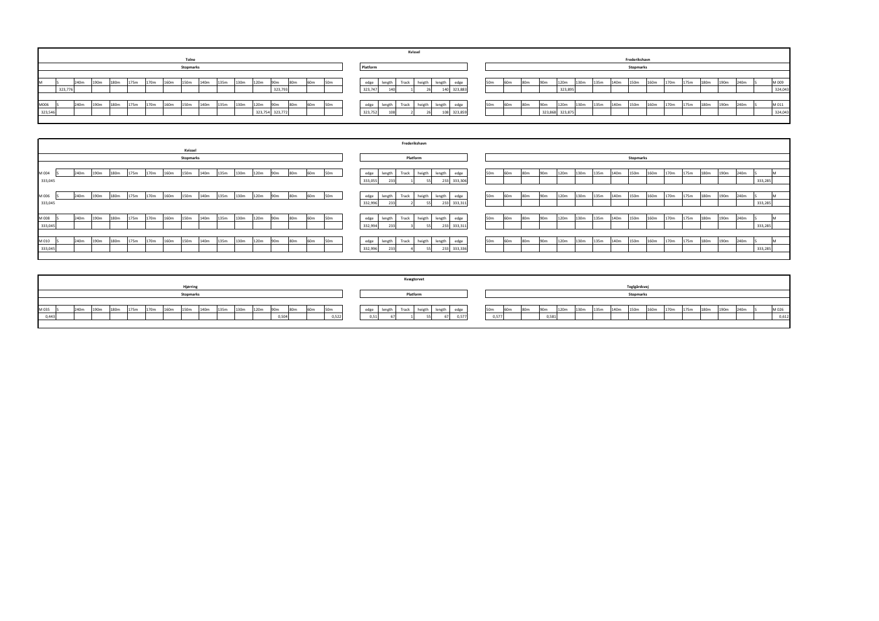## Kvissel

### Tolne – Stopmarks

| M | S | 240m | 190m | 180m | 175m | 170m | 160m | 150m | 140m | 135m | 130m | 120m | 90m | 80m | 60m | 50m |
|---|---|---|---|---|---|---|---|---|---|---|---|---|---|---|---|---|
| | 323,776 | | | | | | | | | | | | 323,793 | | | |
| M006 | S | 240m | 190m | 180m | 175m | 170m | 160m | 150m | 140m | 135m | 130m | 120m | 90m | 80m | 60m | 50m |
| 323,546 | | | | | | | | | | | | 323,754 | 323,772 | | | |

### Platform

| edge | length | Track | heigth | length | edge |
|---|---|---|---|---|---|
| 323,747 | 140 | 1 | 26 | 140 | 323,883 |
| 323,752 | 108 | 2 | 26 | 108 | 323,859 |

### Frederikshavn – Stopmarks

| 50m | 60m | 80m | 90m | 120m | 130m | 135m | 140m | 150m | 160m | 170m | 175m | 180m | 190m | 240m | S | M 009 |
|---|---|---|---|---|---|---|---|---|---|---|---|---|---|---|---|---|
| | | | | 323,895 | | | | | | | | | | | | 324,043 |
| 50m | 60m | 80m | 90m | 120m | 130m | 135m | 140m | 150m | 160m | 170m | 175m | 180m | 190m | 240m | S | M 011 |
| | | | 323,868 | 323,875 | | | | | | | | | | | | 324,043 |

## Frederikshavn

### Kvissel – Stopmarks

| M 004 | S | 240m | 190m | 180m | 175m | 170m | 160m | 150m | 140m | 135m | 130m | 120m | 90m | 80m | 60m | 50m |
|---|---|---|---|---|---|---|---|---|---|---|---|---|---|---|---|---|
| 333,045 | | | | | | | | | | | | | | | | |
| M 006 | S | 240m | 190m | 180m | 175m | 170m | 160m | 150m | 140m | 135m | 130m | 120m | 90m | 80m | 60m | 50m |
| 333,045 | | | | | | | | | | | | | | | | |
| M 008 | S | 240m | 190m | 180m | 175m | 170m | 160m | 150m | 140m | 135m | 130m | 120m | 90m | 80m | 60m | 50m |
| 333,045 | | | | | | | | | | | | | | | | |
| M 010 | S | 240m | 190m | 180m | 175m | 170m | 160m | 150m | 140m | 135m | 130m | 120m | 90m | 80m | 60m | 50m |
| 333,045 | | | | | | | | | | | | | | | | |

### Platform

| edge | length | Track | heigth | length | edge |
|---|---|---|---|---|---|
| 333,055 | 233 | 1 | 55 | 233 | 333,306 |
| 332,996 | 233 | 2 | 55 | 233 | 333,311 |
| 332,994 | 233 | 3 | 55 | 233 | 333,311 |
| 332,996 | 233 | 4 | 55 | 233 | 333,336 |

### Stopmarks

| 50m | 60m | 80m | 90m | 120m | 130m | 135m | 140m | 150m | 160m | 170m | 175m | 180m | 190m | 240m | S | M |
|---|---|---|---|---|---|---|---|---|---|---|---|---|---|---|---|---|
| | | | | | | | | | | | | | | | 333,285 | |
| 50m | 60m | 80m | 90m | 120m | 130m | 135m | 140m | 150m | 160m | 170m | 175m | 180m | 190m | 240m | S | M |
| | | | | | | | | | | | | | | | 333,285 | |
| 50m | 60m | 80m | 90m | 120m | 130m | 135m | 140m | 150m | 160m | 170m | 175m | 180m | 190m | 240m | S | M |
| | | | | | | | | | | | | | | | 333,285 | |
| 50m | 60m | 80m | 90m | 120m | 130m | 135m | 140m | 150m | 160m | 170m | 175m | 180m | 190m | 240m | S | M |
| | | | | | | | | | | | | | | | 333,285 | |

## Kvægtorvet

### Hjørring – Stopmarks

| M 035 | S | 240m | 190m | 180m | 175m | 170m | 160m | 150m | 140m | 135m | 130m | 120m | 90m | 80m | 60m | 50m |
|---|---|---|---|---|---|---|---|---|---|---|---|---|---|---|---|---|
| 0,443 | | | | | | | | | | | | | 0,504 | | | 0,522 |

### Platform

| edge | length | Track | heigth | length | edge |
|---|---|---|---|---|---|
| 0,51 | 67 | 1 | 55 | 67 | 0,577 |

### Teglgårdsvej – Stopmarks

| 50m | 60m | 80m | 90m | 120m | 130m | 135m | 140m | 150m | 160m | 170m | 175m | 180m | 190m | 240m | S | M 026 |
|---|---|---|---|---|---|---|---|---|---|---|---|---|---|---|---|---|
| 0,577 | | | 0,581 | | | | | | | | | | | | | 0,612 |